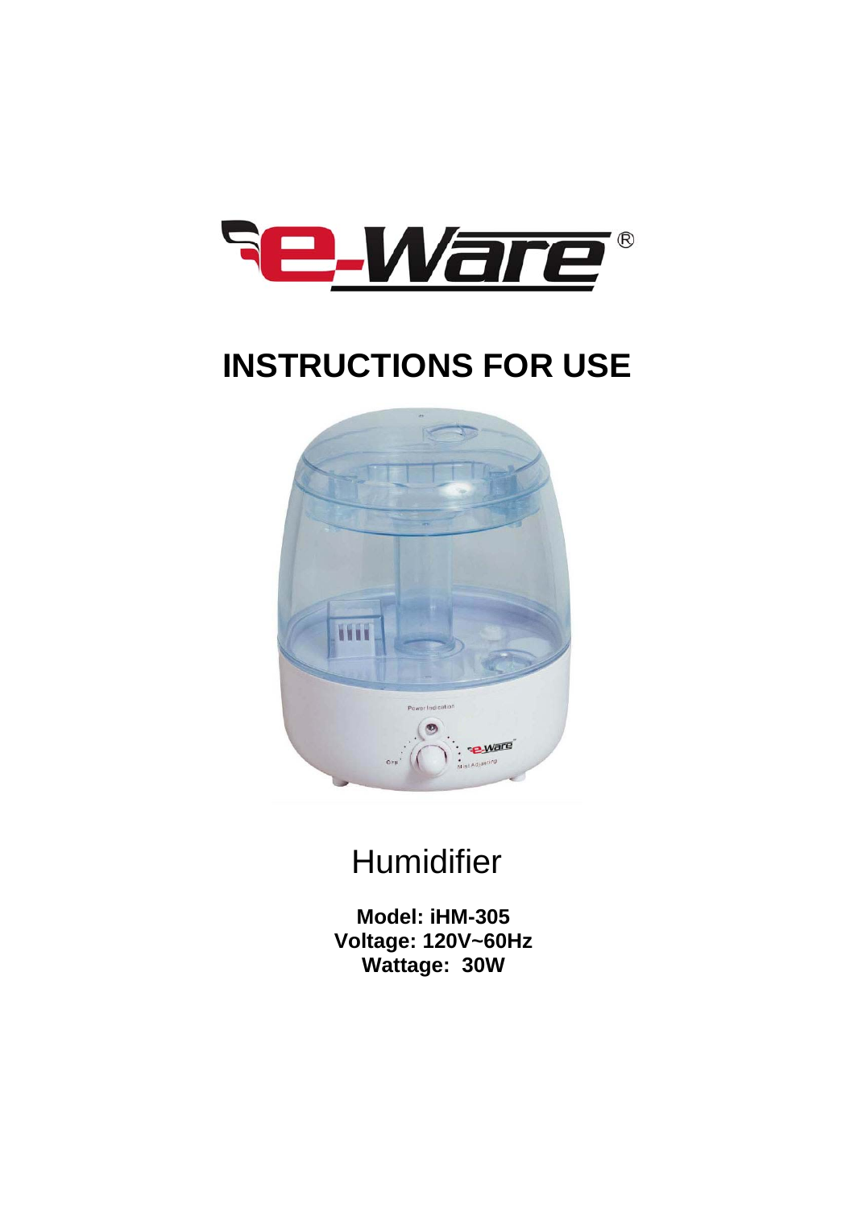# INSTRUCTIONS FOR USE

Humidifier

**Model: iHM-305**
**Voltage: 120V~60Hz**
**Wattage: 30W**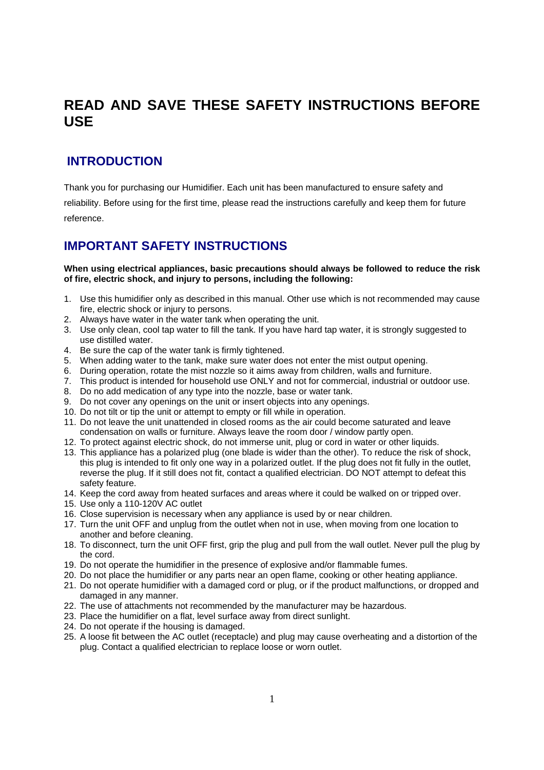# READ AND SAVE THESE SAFETY INSTRUCTIONS BEFORE USE

## INTRODUCTION

Thank you for purchasing our Humidifier. Each unit has been manufactured to ensure safety and reliability. Before using for the first time, please read the instructions carefully and keep them for future reference.

## IMPORTANT SAFETY INSTRUCTIONS

**When using electrical appliances, basic precautions should always be followed to reduce the risk of fire, electric shock, and injury to persons, including the following:**

1. Use this humidifier only as described in this manual. Other use which is not recommended may cause fire, electric shock or injury to persons.
2. Always have water in the water tank when operating the unit.
3. Use only clean, cool tap water to fill the tank. If you have hard tap water, it is strongly suggested to use distilled water.
4. Be sure the cap of the water tank is firmly tightened.
5. When adding water to the tank, make sure water does not enter the mist output opening.
6. During operation, rotate the mist nozzle so it aims away from children, walls and furniture.
7. This product is intended for household use ONLY and not for commercial, industrial or outdoor use.
8. Do no add medication of any type into the nozzle, base or water tank.
9. Do not cover any openings on the unit or insert objects into any openings.
10. Do not tilt or tip the unit or attempt to empty or fill while in operation.
11. Do not leave the unit unattended in closed rooms as the air could become saturated and leave condensation on walls or furniture. Always leave the room door / window partly open.
12. To protect against electric shock, do not immerse unit, plug or cord in water or other liquids.
13. This appliance has a polarized plug (one blade is wider than the other). To reduce the risk of shock, this plug is intended to fit only one way in a polarized outlet. If the plug does not fit fully in the outlet, reverse the plug. If it still does not fit, contact a qualified electrician. DO NOT attempt to defeat this safety feature.
14. Keep the cord away from heated surfaces and areas where it could be walked on or tripped over.
15. Use only a 110-120V AC outlet
16. Close supervision is necessary when any appliance is used by or near children.
17. Turn the unit OFF and unplug from the outlet when not in use, when moving from one location to another and before cleaning.
18. To disconnect, turn the unit OFF first, grip the plug and pull from the wall outlet. Never pull the plug by the cord.
19. Do not operate the humidifier in the presence of explosive and/or flammable fumes.
20. Do not place the humidifier or any parts near an open flame, cooking or other heating appliance.
21. Do not operate humidifier with a damaged cord or plug, or if the product malfunctions, or dropped and damaged in any manner.
22. The use of attachments not recommended by the manufacturer may be hazardous.
23. Place the humidifier on a flat, level surface away from direct sunlight.
24. Do not operate if the housing is damaged.
25. A loose fit between the AC outlet (receptacle) and plug may cause overheating and a distortion of the plug. Contact a qualified electrician to replace loose or worn outlet.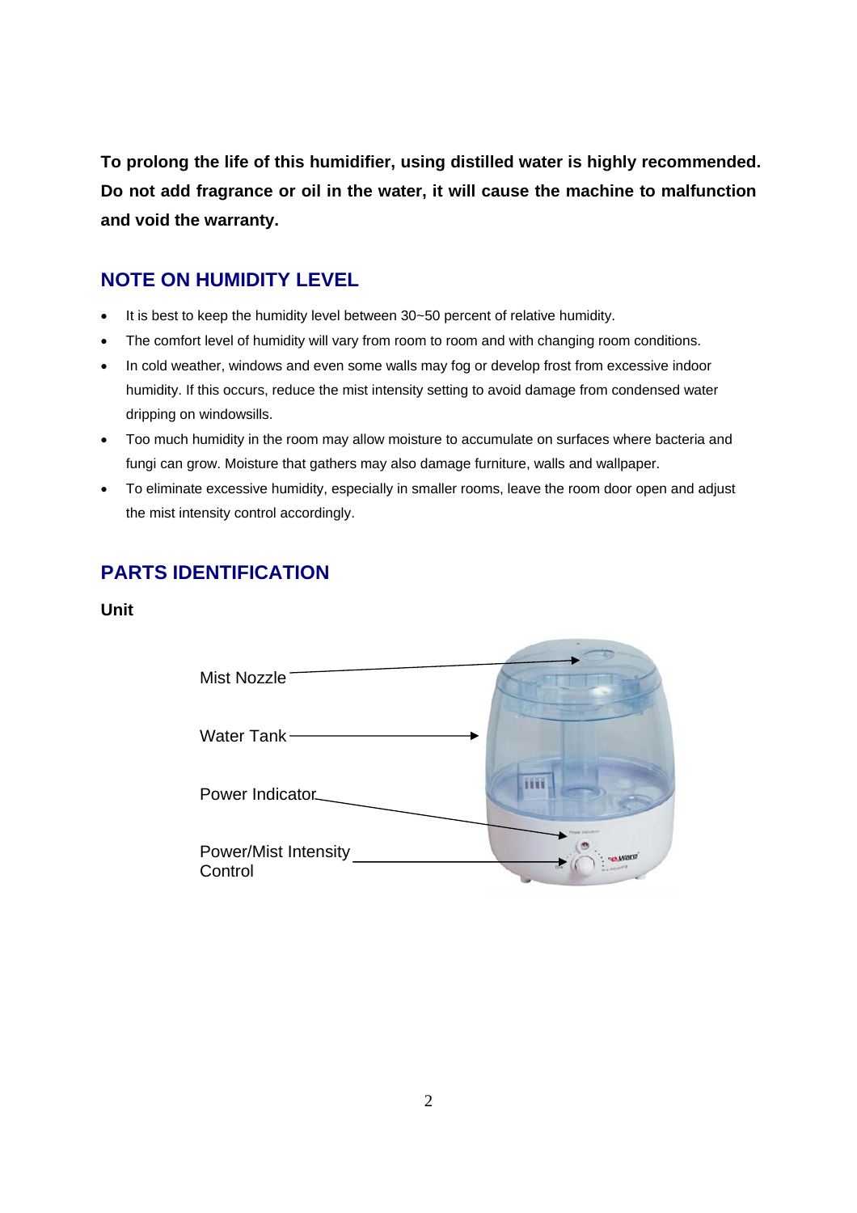**To prolong the life of this humidifier, using distilled water is highly recommended. Do not add fragrance or oil in the water, it will cause the machine to malfunction and void the warranty.**

## NOTE ON HUMIDITY LEVEL

- It is best to keep the humidity level between 30~50 percent of relative humidity.
- The comfort level of humidity will vary from room to room and with changing room conditions.
- In cold weather, windows and even some walls may fog or develop frost from excessive indoor humidity. If this occurs, reduce the mist intensity setting to avoid damage from condensed water dripping on windowsills.
- Too much humidity in the room may allow moisture to accumulate on surfaces where bacteria and fungi can grow. Moisture that gathers may also damage furniture, walls and wallpaper.
- To eliminate excessive humidity, especially in smaller rooms, leave the room door open and adjust the mist intensity control accordingly.

## PARTS IDENTIFICATION

**Unit**

Mist Nozzle

Water Tank

Power Indicator

Power/Mist Intensity Control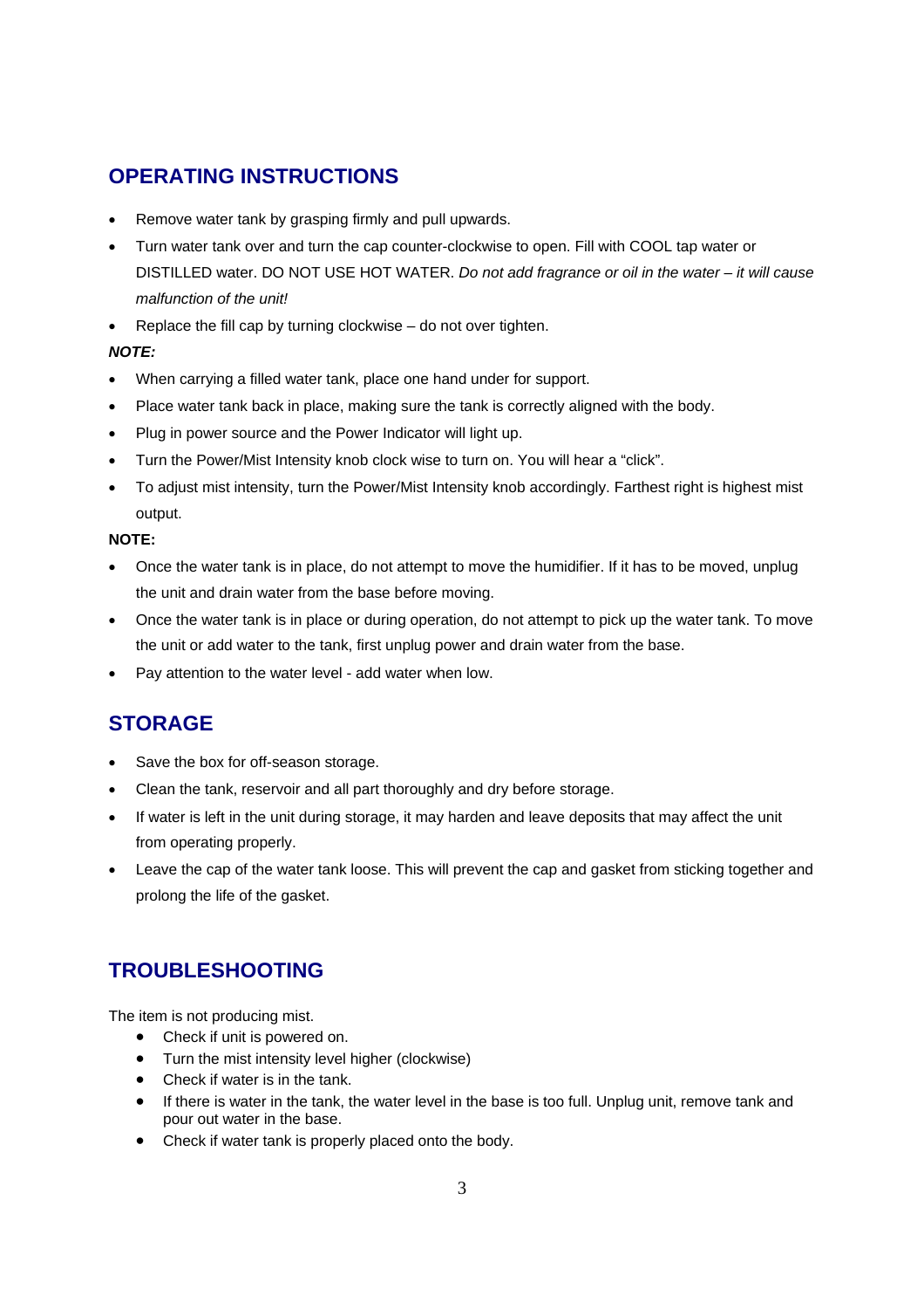## OPERATING INSTRUCTIONS

- Remove water tank by grasping firmly and pull upwards.
- Turn water tank over and turn the cap counter-clockwise to open. Fill with COOL tap water or DISTILLED water. DO NOT USE HOT WATER. *Do not add fragrance or oil in the water – it will cause malfunction of the unit!*
- Replace the fill cap by turning clockwise – do not over tighten.

***NOTE:***

- When carrying a filled water tank, place one hand under for support.
- Place water tank back in place, making sure the tank is correctly aligned with the body.
- Plug in power source and the Power Indicator will light up.
- Turn the Power/Mist Intensity knob clock wise to turn on. You will hear a "click".
- To adjust mist intensity, turn the Power/Mist Intensity knob accordingly. Farthest right is highest mist output.

**NOTE:**

- Once the water tank is in place, do not attempt to move the humidifier. If it has to be moved, unplug the unit and drain water from the base before moving.
- Once the water tank is in place or during operation, do not attempt to pick up the water tank. To move the unit or add water to the tank, first unplug power and drain water from the base.
- Pay attention to the water level - add water when low.

## STORAGE

- Save the box for off-season storage.
- Clean the tank, reservoir and all part thoroughly and dry before storage.
- If water is left in the unit during storage, it may harden and leave deposits that may affect the unit from operating properly.
- Leave the cap of the water tank loose. This will prevent the cap and gasket from sticking together and prolong the life of the gasket.

## TROUBLESHOOTING

The item is not producing mist.

- Check if unit is powered on.
- Turn the mist intensity level higher (clockwise)
- Check if water is in the tank.
- If there is water in the tank, the water level in the base is too full. Unplug unit, remove tank and pour out water in the base.
- Check if water tank is properly placed onto the body.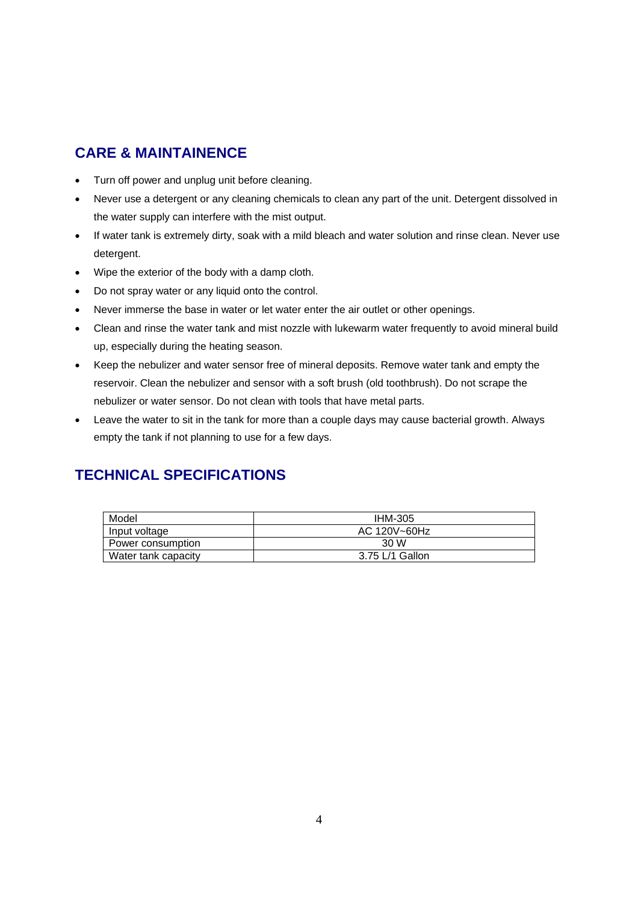## CARE & MAINTAINENCE

- Turn off power and unplug unit before cleaning.
- Never use a detergent or any cleaning chemicals to clean any part of the unit. Detergent dissolved in the water supply can interfere with the mist output.
- If water tank is extremely dirty, soak with a mild bleach and water solution and rinse clean. Never use detergent.
- Wipe the exterior of the body with a damp cloth.
- Do not spray water or any liquid onto the control.
- Never immerse the base in water or let water enter the air outlet or other openings.
- Clean and rinse the water tank and mist nozzle with lukewarm water frequently to avoid mineral build up, especially during the heating season.
- Keep the nebulizer and water sensor free of mineral deposits. Remove water tank and empty the reservoir. Clean the nebulizer and sensor with a soft brush (old toothbrush). Do not scrape the nebulizer or water sensor. Do not clean with tools that have metal parts.
- Leave the water to sit in the tank for more than a couple days may cause bacterial growth. Always empty the tank if not planning to use for a few days.

## TECHNICAL SPECIFICATIONS

| | |
|---|---|
| Model | IHM-305 |
| Input voltage | AC 120V~60Hz |
| Power consumption | 30 W |
| Water tank capacity | 3.75 L/1 Gallon |